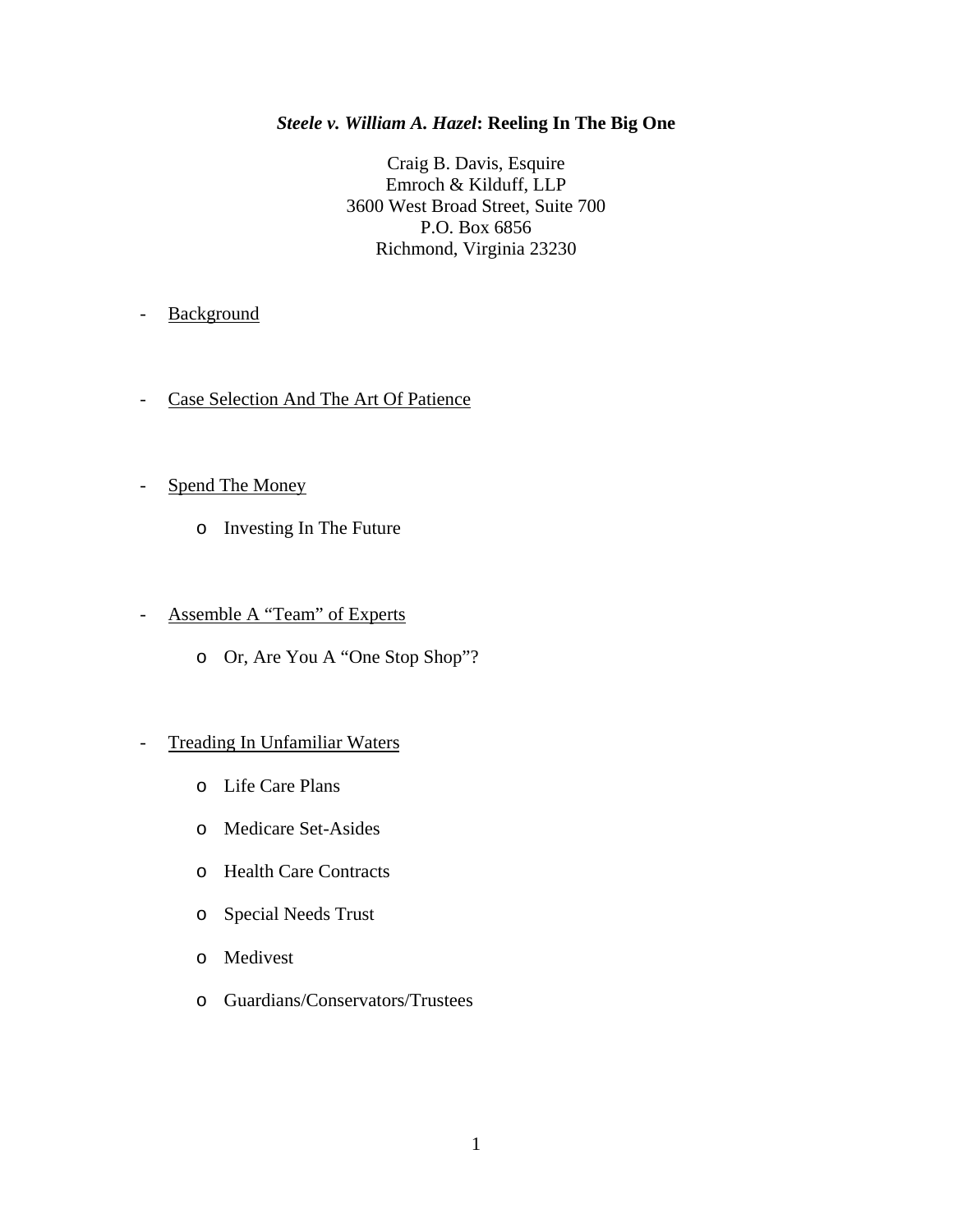# ***Steele v. William A. Hazel*: Reeling In The Big One**

Craig B. Davis, Esquire
Emroch & Kilduff, LLP
3600 West Broad Street, Suite 700
P.O. Box 6856
Richmond, Virginia 23230

- <u>Background</u>

- <u>Case Selection And The Art Of Patience</u>

- <u>Spend The Money</u>
  - Investing In The Future

- <u>Assemble A "Team" of Experts</u>
  - Or, Are You A "One Stop Shop"?

- <u>Treading In Unfamiliar Waters</u>
  - Life Care Plans
  - Medicare Set-Asides
  - Health Care Contracts
  - Special Needs Trust
  - Medivest
  - Guardians/Conservators/Trustees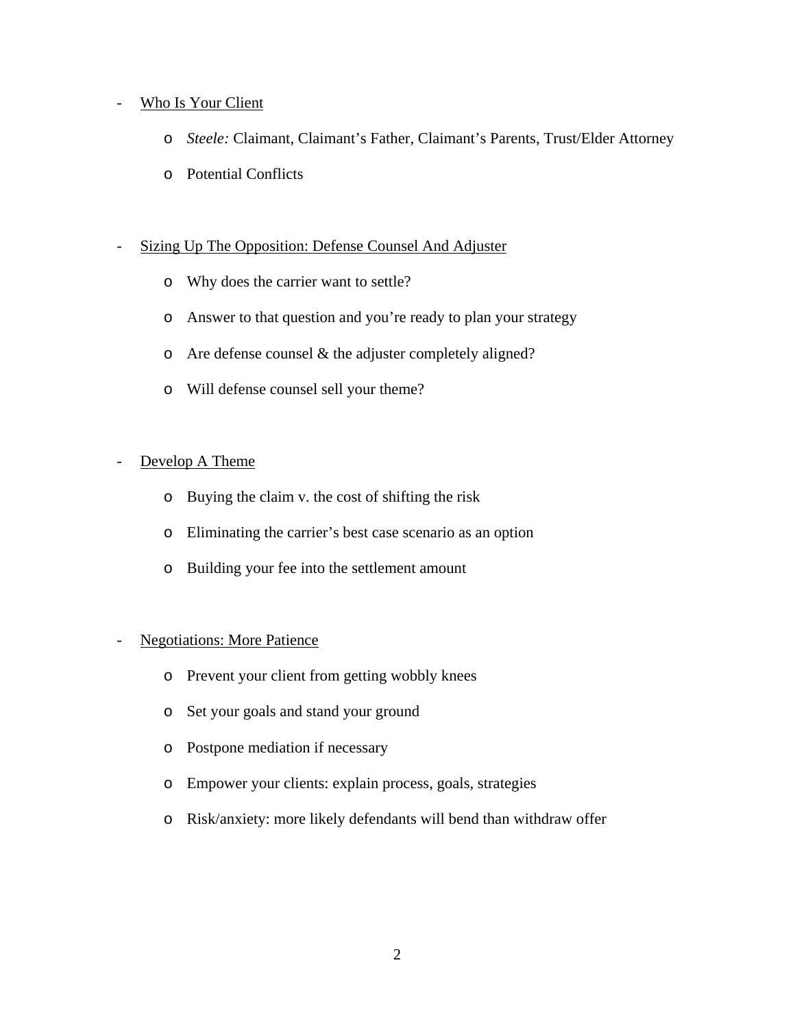- <u>Who Is Your Client</u>

    - *Steele:* Claimant, Claimant's Father, Claimant's Parents, Trust/Elder Attorney

    - Potential Conflicts

- <u>Sizing Up The Opposition: Defense Counsel And Adjuster</u>

    - Why does the carrier want to settle?

    - Answer to that question and you're ready to plan your strategy

    - Are defense counsel & the adjuster completely aligned?

    - Will defense counsel sell your theme?

- <u>Develop A Theme</u>

    - Buying the claim v. the cost of shifting the risk

    - Eliminating the carrier's best case scenario as an option

    - Building your fee into the settlement amount

- <u>Negotiations: More Patience</u>

    - Prevent your client from getting wobbly knees

    - Set your goals and stand your ground

    - Postpone mediation if necessary

    - Empower your clients: explain process, goals, strategies

    - Risk/anxiety: more likely defendants will bend than withdraw offer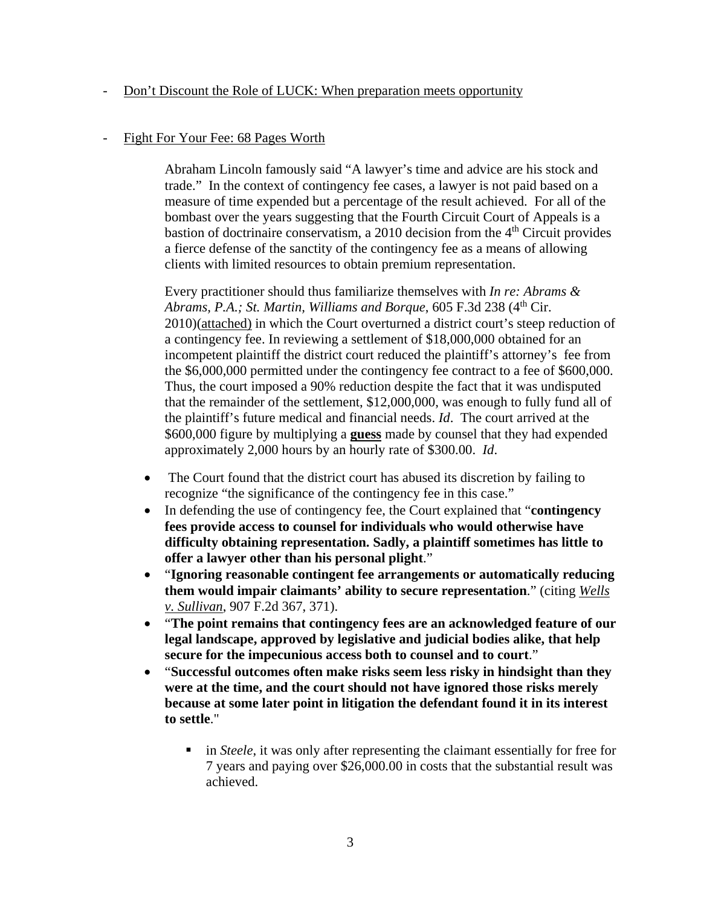- <u>Don't Discount the Role of LUCK: When preparation meets opportunity</u>

- <u>Fight For Your Fee: 68 Pages Worth</u>

  Abraham Lincoln famously said "A lawyer's time and advice are his stock and trade." In the context of contingency fee cases, a lawyer is not paid based on a measure of time expended but a percentage of the result achieved. For all of the bombast over the years suggesting that the Fourth Circuit Court of Appeals is a bastion of doctrinaire conservatism, a 2010 decision from the 4th Circuit provides a fierce defense of the sanctity of the contingency fee as a means of allowing clients with limited resources to obtain premium representation.

  Every practitioner should thus familiarize themselves with *In re: Abrams & Abrams, P.A.; St. Martin, Williams and Borque*, 605 F.3d 238 (4th Cir. 2010)<u>(attached)</u> in which the Court overturned a district court's steep reduction of a contingency fee. In reviewing a settlement of $18,000,000 obtained for an incompetent plaintiff the district court reduced the plaintiff's attorney's fee from the $6,000,000 permitted under the contingency fee contract to a fee of $600,000. Thus, the court imposed a 90% reduction despite the fact that it was undisputed that the remainder of the settlement, $12,000,000, was enough to fully fund all of the plaintiff's future medical and financial needs. *Id*. The court arrived at the $600,000 figure by multiplying a **<u>guess</u>** made by counsel that they had expended approximately 2,000 hours by an hourly rate of $300.00. *Id*.

- The Court found that the district court has abused its discretion by failing to recognize "the significance of the contingency fee in this case."
- In defending the use of contingency fee, the Court explained that "**contingency fees provide access to counsel for individuals who would otherwise have difficulty obtaining representation. Sadly, a plaintiff sometimes has little to offer a lawyer other than his personal plight**."
- "**Ignoring reasonable contingent fee arrangements or automatically reducing them would impair claimants' ability to secure representation**." (citing <u>*Wells v. Sullivan*</u>, 907 F.2d 367, 371).
- "**The point remains that contingency fees are an acknowledged feature of our legal landscape, approved by legislative and judicial bodies alike, that help secure for the impecunious access both to counsel and to court**."
- "**Successful outcomes often make risks seem less risky in hindsight than they were at the time, and the court should not have ignored those risks merely because at some later point in litigation the defendant found it in its interest to settle**."
  - in *Steele*, it was only after representing the claimant essentially for free for 7 years and paying over $26,000.00 in costs that the substantial result was achieved.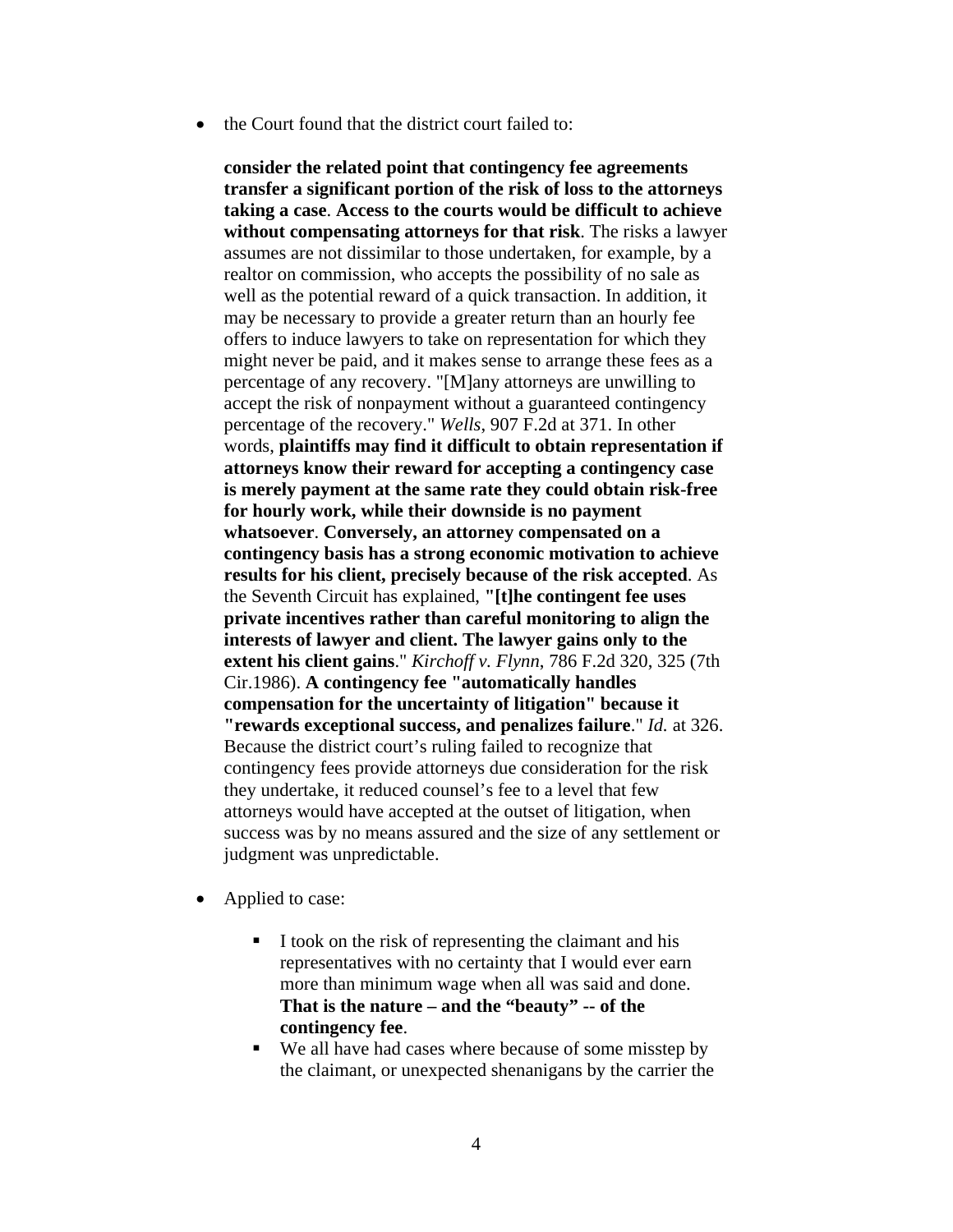- the Court found that the district court failed to:

  **consider the related point that contingency fee agreements transfer a significant portion of the risk of loss to the attorneys taking a case**. **Access to the courts would be difficult to achieve without compensating attorneys for that risk**. The risks a lawyer assumes are not dissimilar to those undertaken, for example, by a realtor on commission, who accepts the possibility of no sale as well as the potential reward of a quick transaction. In addition, it may be necessary to provide a greater return than an hourly fee offers to induce lawyers to take on representation for which they might never be paid, and it makes sense to arrange these fees as a percentage of any recovery. "[M]any attorneys are unwilling to accept the risk of nonpayment without a guaranteed contingency percentage of the recovery." *Wells*, 907 F.2d at 371. In other words, **plaintiffs may find it difficult to obtain representation if attorneys know their reward for accepting a contingency case is merely payment at the same rate they could obtain risk-free for hourly work, while their downside is no payment whatsoever**. **Conversely, an attorney compensated on a contingency basis has a strong economic motivation to achieve results for his client, precisely because of the risk accepted**. As the Seventh Circuit has explained, **"[t]he contingent fee uses private incentives rather than careful monitoring to align the interests of lawyer and client. The lawyer gains only to the extent his client gains**." *Kirchoff v. Flynn*, 786 F.2d 320, 325 (7th Cir.1986). **A contingency fee "automatically handles compensation for the uncertainty of litigation" because it "rewards exceptional success, and penalizes failure**." *Id.* at 326. Because the district court's ruling failed to recognize that contingency fees provide attorneys due consideration for the risk they undertake, it reduced counsel's fee to a level that few attorneys would have accepted at the outset of litigation, when success was by no means assured and the size of any settlement or judgment was unpredictable.

- Applied to case:

  - I took on the risk of representing the claimant and his representatives with no certainty that I would ever earn more than minimum wage when all was said and done. **That is the nature – and the "beauty" -- of the contingency fee**.
  - We all have had cases where because of some misstep by the claimant, or unexpected shenanigans by the carrier the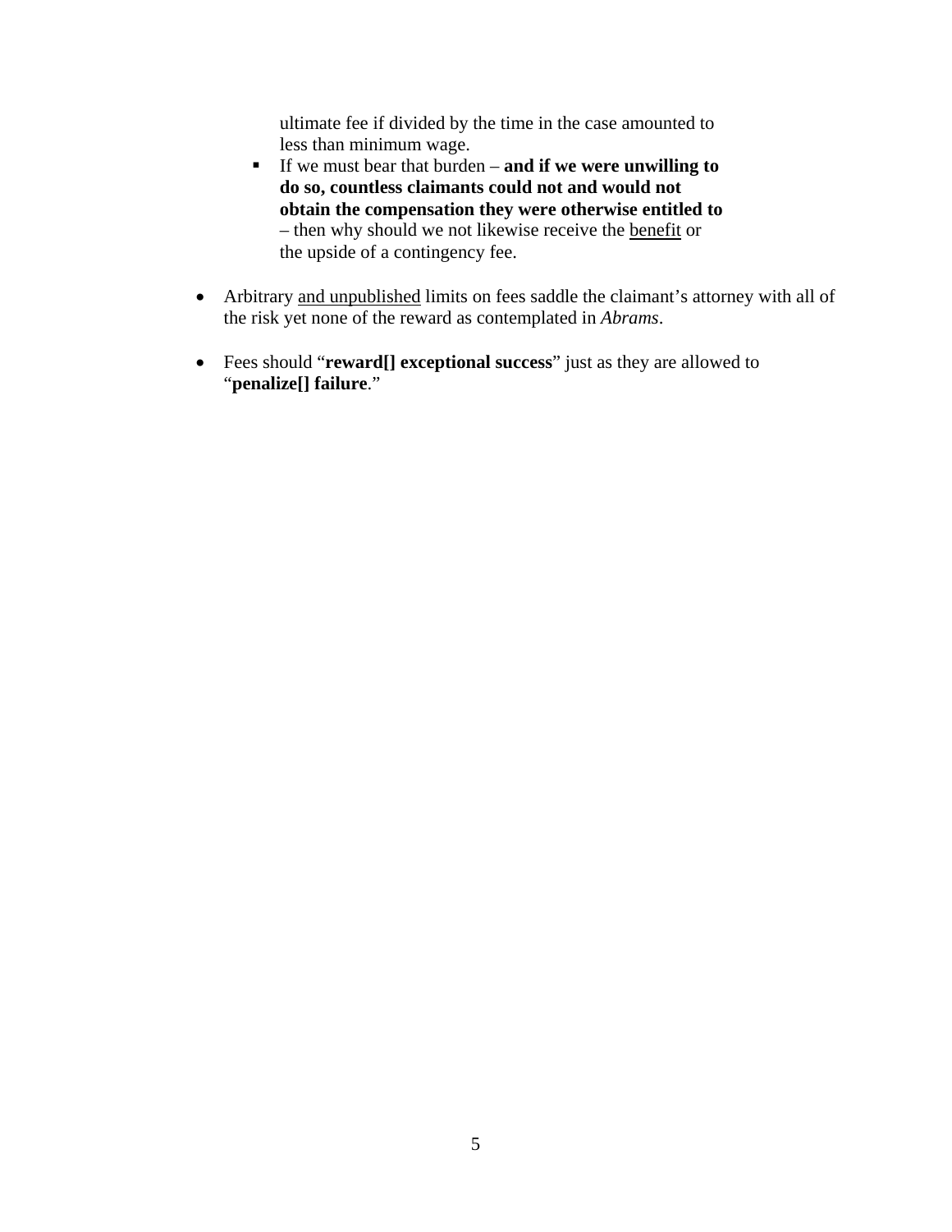ultimate fee if divided by the time in the case amounted to less than minimum wage.
  - If we must bear that burden – **and if we were unwilling to do so, countless claimants could not and would not obtain the compensation they were otherwise entitled to** – then why should we not likewise receive the <u>benefit</u> or the upside of a contingency fee.

- Arbitrary <u>and unpublished</u> limits on fees saddle the claimant's attorney with all of the risk yet none of the reward as contemplated in *Abrams*.

- Fees should "**reward[] exceptional success**" just as they are allowed to "**penalize[] failure**."